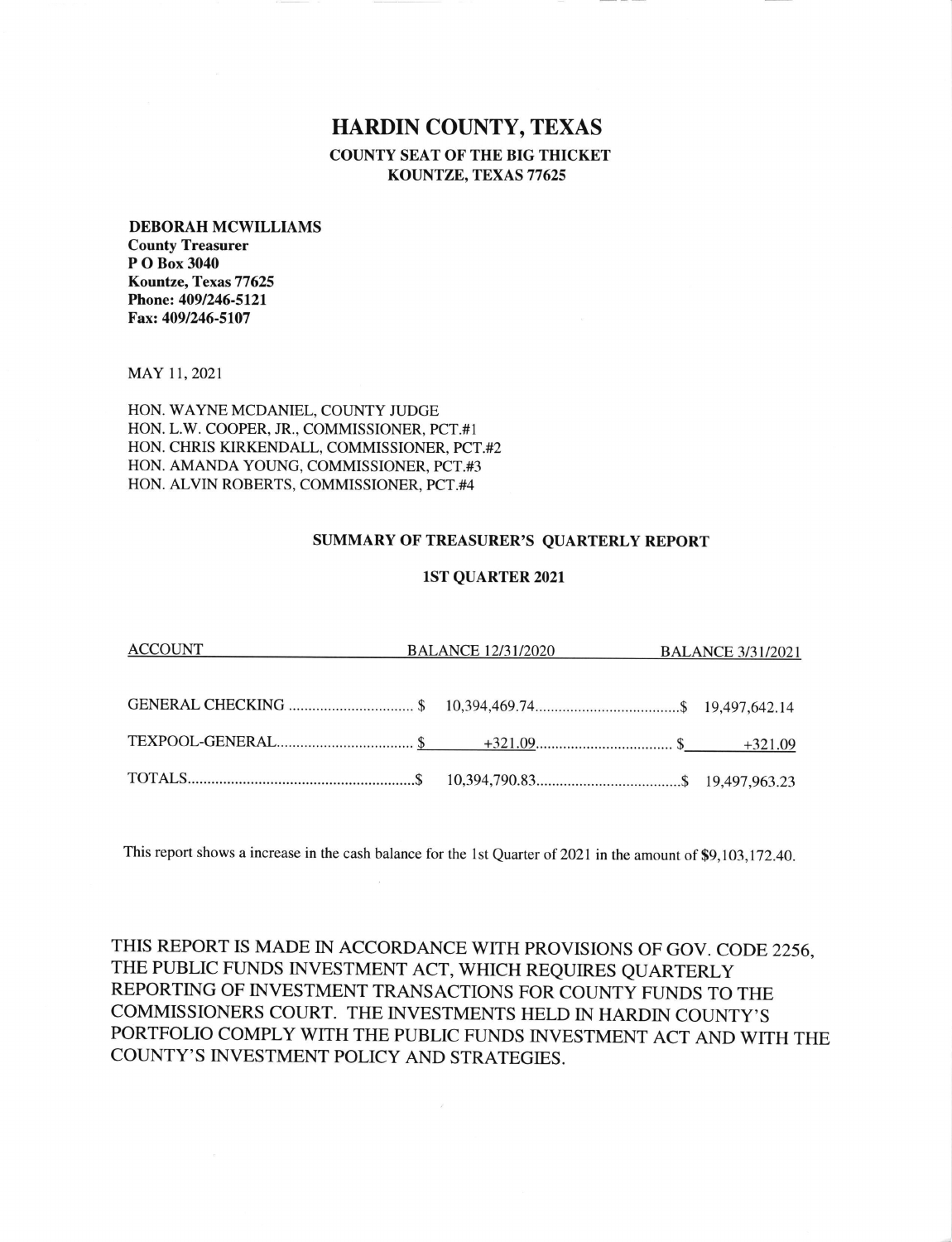# HARDIN COUNTY, TEXAS

**COUNTY SEAT OF THE BIG THICKET**
**KOUNTZE, TEXAS 77625**

**DEBORAH MCWILLIAMS**
**County Treasurer**
**P O Box 3040**
**Kountze, Texas 77625**
**Phone: 409/246-5121**
**Fax: 409/246-5107**

MAY 11, 2021

HON. WAYNE MCDANIEL, COUNTY JUDGE
HON. L.W. COOPER, JR., COMMISSIONER, PCT.#1
HON. CHRIS KIRKENDALL, COMMISSIONER, PCT.#2
HON. AMANDA YOUNG, COMMISSIONER, PCT.#3
HON. ALVIN ROBERTS, COMMISSIONER, PCT.#4

## SUMMARY OF TREASURER'S QUARTERLY REPORT

### 1ST QUARTER 2021

| ACCOUNT | BALANCE 12/31/2020 | BALANCE 3/31/2021 |
|---|---|---|
| GENERAL CHECKING | $ 10,394,469.74 | $ 19,497,642.14 |
| TEXPOOL-GENERAL | $ +321.09 | $ +321.09 |
| TOTALS | $ 10,394,790.83 | $ 19,497,963.23 |

This report shows a increase in the cash balance for the 1st Quarter of 2021 in the amount of $9,103,172.40.

THIS REPORT IS MADE IN ACCORDANCE WITH PROVISIONS OF GOV. CODE 2256, THE PUBLIC FUNDS INVESTMENT ACT, WHICH REQUIRES QUARTERLY REPORTING OF INVESTMENT TRANSACTIONS FOR COUNTY FUNDS TO THE COMMISSIONERS COURT. THE INVESTMENTS HELD IN HARDIN COUNTY'S PORTFOLIO COMPLY WITH THE PUBLIC FUNDS INVESTMENT ACT AND WITH THE COUNTY'S INVESTMENT POLICY AND STRATEGIES.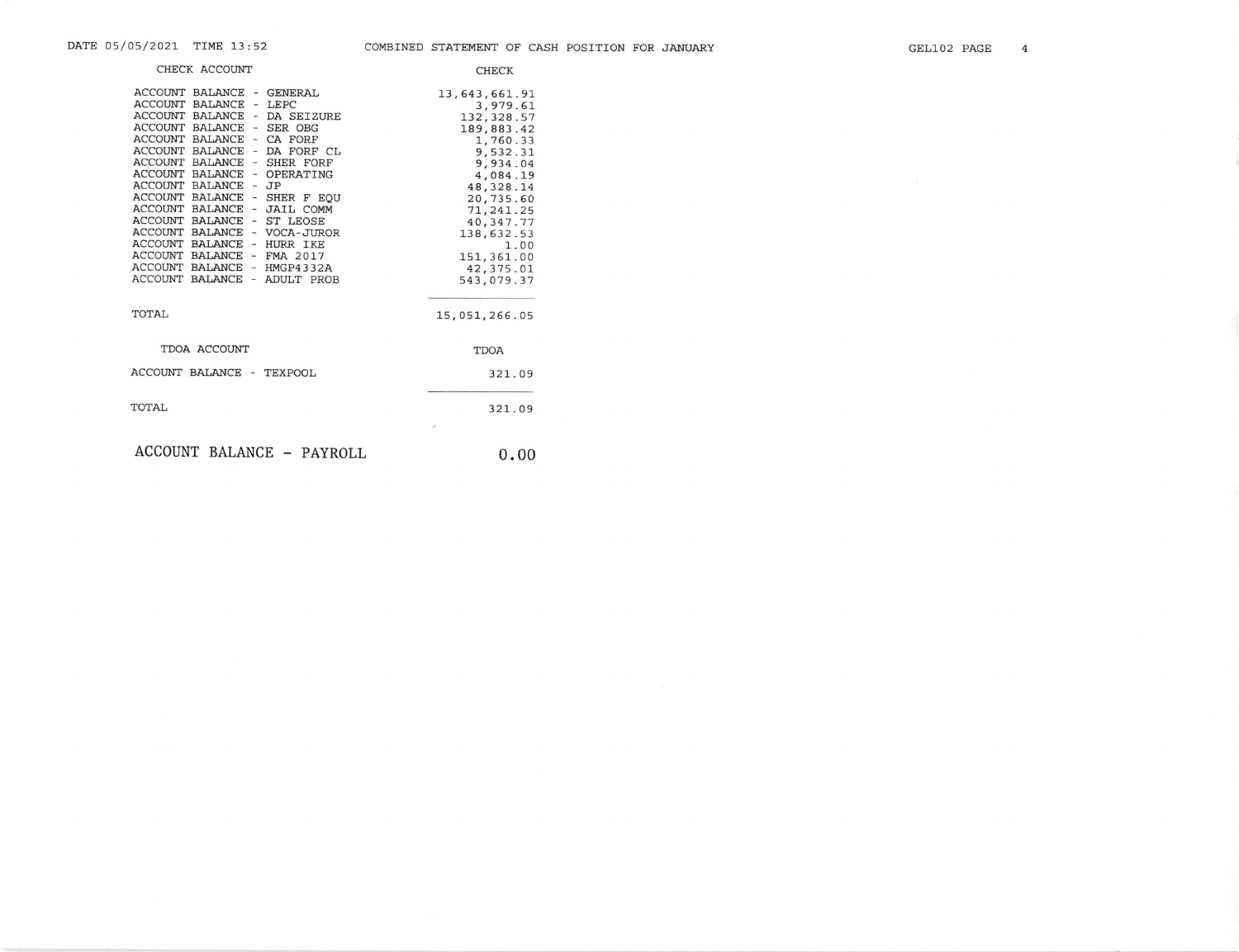DATE 05/05/2021 TIME 13:52

# COMBINED STATEMENT OF CASH POSITION FOR JANUARY

| CHECK ACCOUNT | CHECK |
|---|---|
| ACCOUNT BALANCE - GENERAL | 13,643,661.91 |
| ACCOUNT BALANCE - LEPC | 3,979.61 |
| ACCOUNT BALANCE - DA SEIZURE | 132,328.57 |
| ACCOUNT BALANCE - SER OBG | 189,883.42 |
| ACCOUNT BALANCE - CA FORF | 1,760.33 |
| ACCOUNT BALANCE - DA FORF CL | 9,532.31 |
| ACCOUNT BALANCE - SHER FORF | 9,934.04 |
| ACCOUNT BALANCE - OPERATING | 4,084.19 |
| ACCOUNT BALANCE - JP | 48,328.14 |
| ACCOUNT BALANCE - SHER F EQU | 20,735.60 |
| ACCOUNT BALANCE - JAIL COMM | 71,241.25 |
| ACCOUNT BALANCE - ST LEOSE | 40,347.77 |
| ACCOUNT BALANCE - VOCA-JUROR | 138,632.53 |
| ACCOUNT BALANCE - HURR IKE | 1.00 |
| ACCOUNT BALANCE - FMA 2017 | 151,361.00 |
| ACCOUNT BALANCE - HMGP4332A | 42,375.01 |
| ACCOUNT BALANCE - ADULT PROB | 543,079.37 |
| TOTAL | 15,051,266.05 |

| TDOA ACCOUNT | TDOA |
|---|---|
| ACCOUNT BALANCE - TEXPOOL | 321.09 |
| TOTAL | 321.09 |

| ACCOUNT BALANCE - PAYROLL | 0.00 |
|---|---|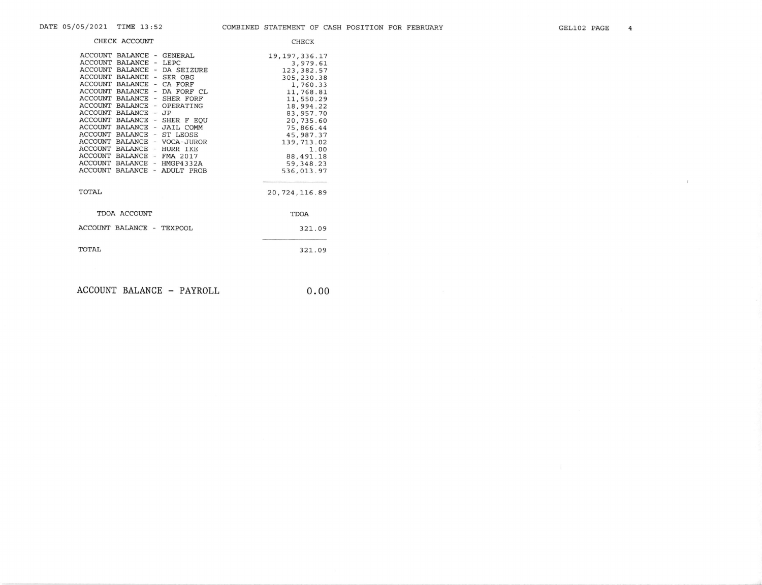COMBINED STATEMENT OF CASH POSITION FOR FEBRUARY

DATE 05/05/2021 TIME 13:52

| CHECK ACCOUNT | CHECK |
|---|---|
| ACCOUNT BALANCE - GENERAL | 19,197,336.17 |
| ACCOUNT BALANCE - LEPC | 3,979.61 |
| ACCOUNT BALANCE - DA SEIZURE | 123,382.57 |
| ACCOUNT BALANCE - SER OBG | 305,230.38 |
| ACCOUNT BALANCE - CA FORF | 1,760.33 |
| ACCOUNT BALANCE - DA FORF CL | 11,768.81 |
| ACCOUNT BALANCE - SHER FORF | 11,550.29 |
| ACCOUNT BALANCE - OPERATING | 18,994.22 |
| ACCOUNT BALANCE - JP | 83,957.70 |
| ACCOUNT BALANCE - SHER F EQU | 20,735.60 |
| ACCOUNT BALANCE - JAIL COMM | 75,866.44 |
| ACCOUNT BALANCE - ST LEOSE | 45,987.37 |
| ACCOUNT BALANCE - VOCA-JUROR | 139,713.02 |
| ACCOUNT BALANCE - HURR IKE | 1.00 |
| ACCOUNT BALANCE - FMA 2017 | 88,491.18 |
| ACCOUNT BALANCE - HMGP4332A | 59,348.23 |
| ACCOUNT BALANCE - ADULT PROB | 536,013.97 |
| TOTAL | 20,724,116.89 |

| TDOA ACCOUNT | TDOA |
|---|---|
| ACCOUNT BALANCE - TEXPOOL | 321.09 |
| TOTAL | 321.09 |

ACCOUNT BALANCE - PAYROLL 0.00